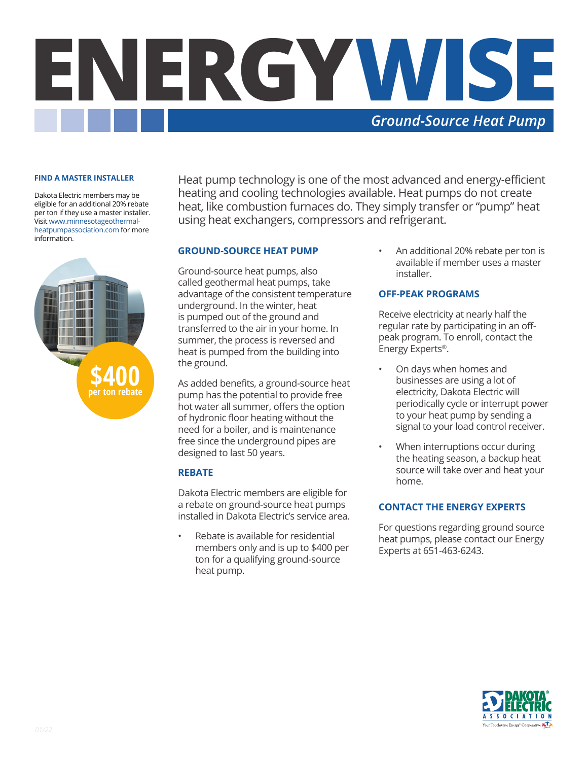# ENERGYWISE

## *Ground-Source Heat Pump*

**FIND A MASTER INSTALLER**

Dakota Electric members may be eligible for an additional 20% rebate per ton if they use a master installer. Visit www.minnesotageothermal-heatpumpassociation.com for more information.

**$400 per ton rebate**

Heat pump technology is one of the most advanced and energy-efficient heating and cooling technologies available. Heat pumps do not create heat, like combustion furnaces do. They simply transfer or "pump" heat using heat exchangers, compressors and refrigerant.

### GROUND-SOURCE HEAT PUMP

Ground-source heat pumps, also called geothermal heat pumps, take advantage of the consistent temperature underground. In the winter, heat is pumped out of the ground and transferred to the air in your home. In summer, the process is reversed and heat is pumped from the building into the ground.

As added benefits, a ground-source heat pump has the potential to provide free hot water all summer, offers the option of hydronic floor heating without the need for a boiler, and is maintenance free since the underground pipes are designed to last 50 years.

### REBATE

Dakota Electric members are eligible for a rebate on ground-source heat pumps installed in Dakota Electric's service area.

- Rebate is available for residential members only and is up to $400 per ton for a qualifying ground-source heat pump.
- An additional 20% rebate per ton is available if member uses a master installer.

### OFF-PEAK PROGRAMS

Receive electricity at nearly half the regular rate by participating in an off-peak program. To enroll, contact the Energy Experts®.

- On days when homes and businesses are using a lot of electricity, Dakota Electric will periodically cycle or interrupt power to your heat pump by sending a signal to your load control receiver.
- When interruptions occur during the heating season, a backup heat source will take over and heat your home.

### CONTACT THE ENERGY EXPERTS

For questions regarding ground source heat pumps, please contact our Energy Experts at 651-463-6243.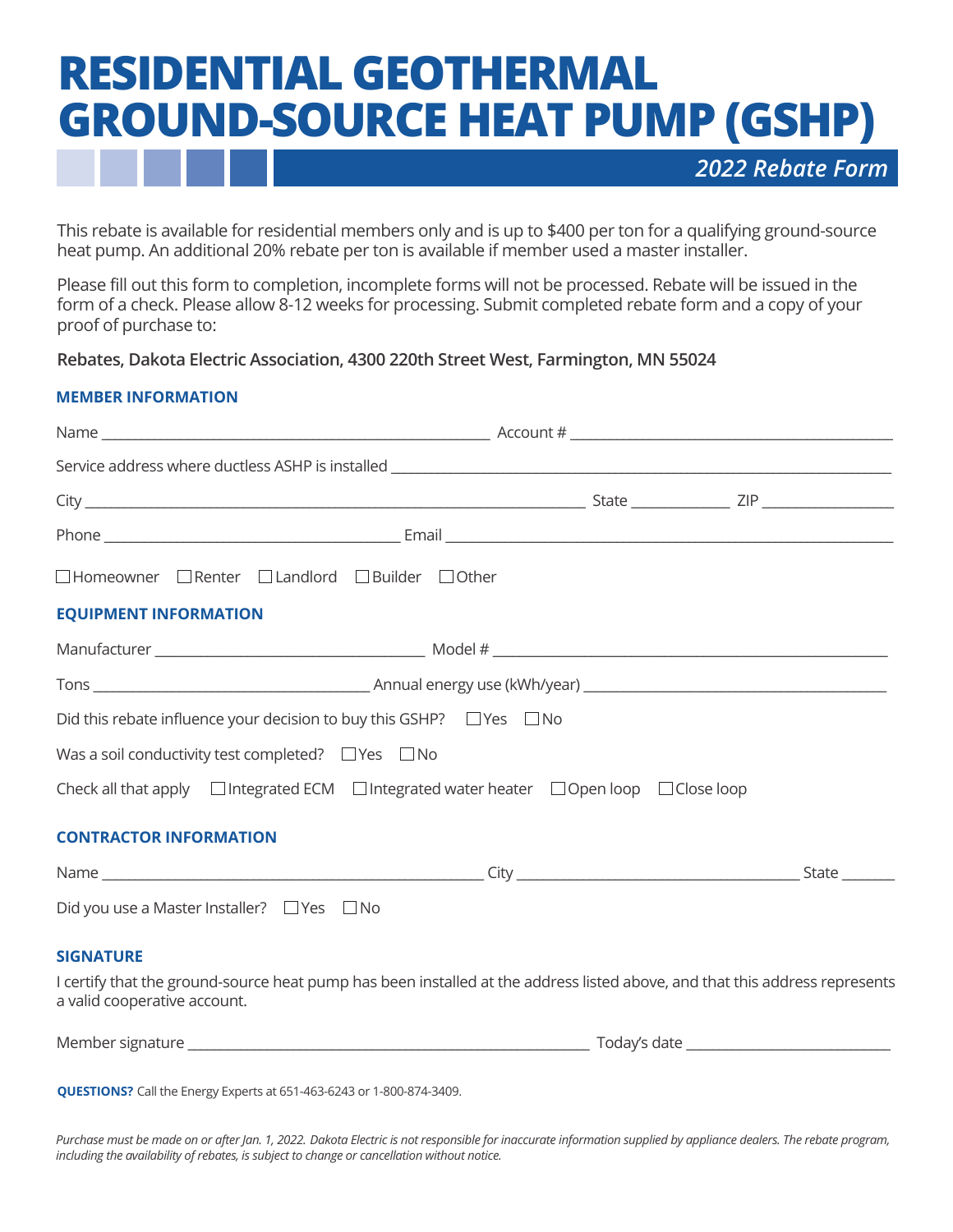# RESIDENTIAL GEOTHERMAL GROUND-SOURCE HEAT PUMP (GSHP)

*2022 Rebate Form*

This rebate is available for residential members only and is up to $400 per ton for a qualifying ground-source heat pump. An additional 20% rebate per ton is available if member used a master installer.

Please fill out this form to completion, incomplete forms will not be processed. Rebate will be issued in the form of a check. Please allow 8-12 weeks for processing. Submit completed rebate form and a copy of your proof of purchase to:

**Rebates, Dakota Electric Association, 4300 220th Street West, Farmington, MN 55024**

## MEMBER INFORMATION

Name ______________________ Account # ______________________

Service address where ductless ASHP is installed ______________________

City ______________________ State __________ ZIP __________

Phone ______________________ Email ______________________

☐ Homeowner ☐ Renter ☐ Landlord ☐ Builder ☐ Other

## EQUIPMENT INFORMATION

Manufacturer ______________________ Model # ______________________

Tons ______________________ Annual energy use (kWh/year) ______________________

Did this rebate influence your decision to buy this GSHP? ☐ Yes ☐ No

Was a soil conductivity test completed? ☐ Yes ☐ No

Check all that apply ☐ Integrated ECM ☐ Integrated water heater ☐ Open loop ☐ Close loop

## CONTRACTOR INFORMATION

Name ______________________ City ______________________ State _______

Did you use a Master Installer? ☐ Yes ☐ No

## SIGNATURE

I certify that the ground-source heat pump has been installed at the address listed above, and that this address represents a valid cooperative account.

Member signature ______________________ Today's date ______________________

**QUESTIONS?** Call the Energy Experts at 651-463-6243 or 1-800-874-3409.

*Purchase must be made on or after Jan. 1, 2022. Dakota Electric is not responsible for inaccurate information supplied by appliance dealers. The rebate program, including the availability of rebates, is subject to change or cancellation without notice.*